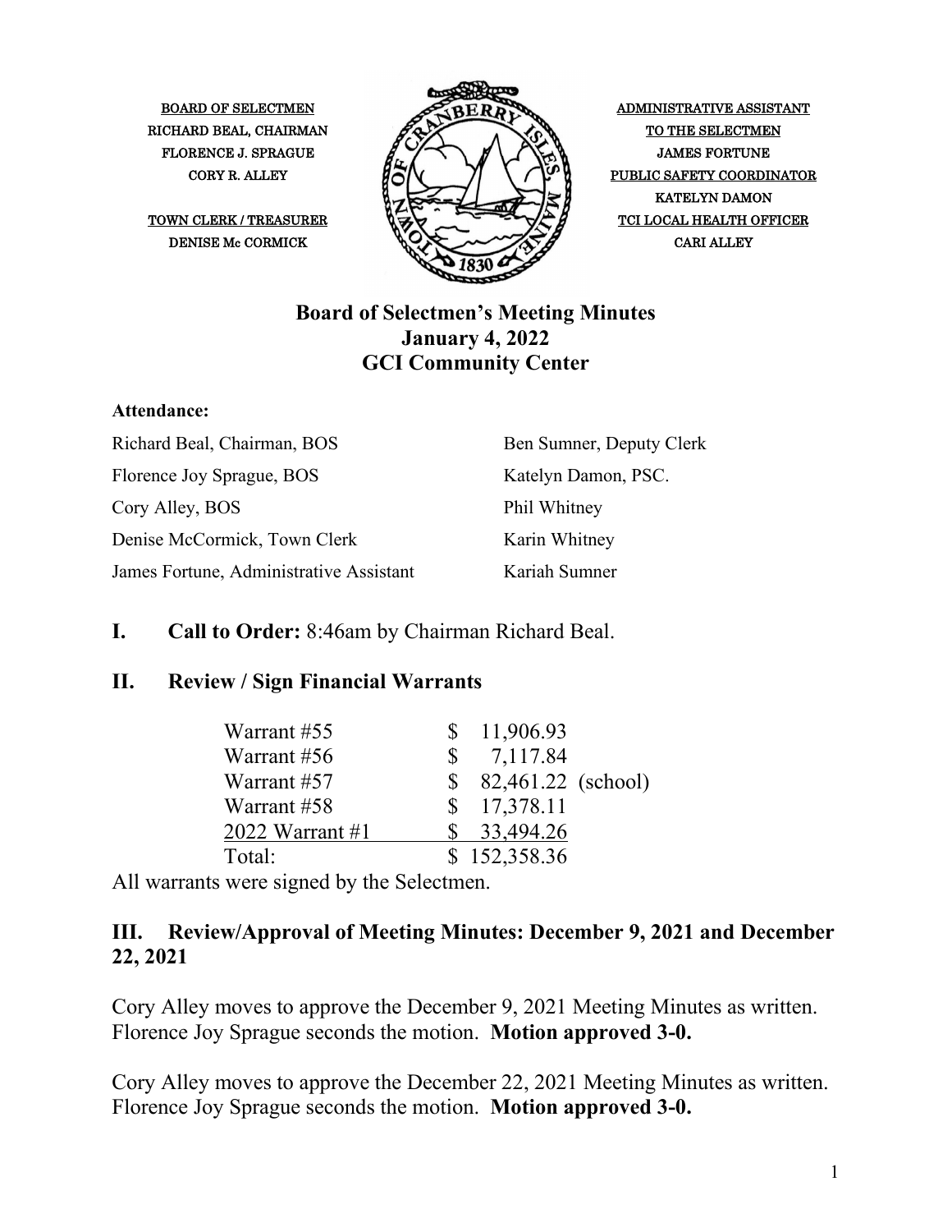BOARD OF SELECTMEN
RICHARD BEAL, CHAIRMAN
FLORENCE J. SPRAGUE
CORY R. ALLEY

TOWN CLERK / TREASURER
DENISE Mc CORMICK

ADMINISTRATIVE ASSISTANT
TO THE SELECTMEN
JAMES FORTUNE
PUBLIC SAFETY COORDINATOR
KATELYN DAMON
TCI LOCAL HEALTH OFFICER
CARI ALLEY

# Board of Selectmen's Meeting Minutes
## January 4, 2022
## GCI Community Center

**Attendance:**

| | |
|---|---|
| Richard Beal, Chairman, BOS | Ben Sumner, Deputy Clerk |
| Florence Joy Sprague, BOS | Katelyn Damon, PSC. |
| Cory Alley, BOS | Phil Whitney |
| Denise McCormick, Town Clerk | Karin Whitney |
| James Fortune, Administrative Assistant | Kariah Sumner |

## I. Call to Order: 8:46am by Chairman Richard Beal.

## II. Review / Sign Financial Warrants

| | | |
|---|---|---|
| Warrant #55 | $ 11,906.93 | |
| Warrant #56 | $ 7,117.84 | |
| Warrant #57 | $ 82,461.22 | (school) |
| Warrant #58 | $ 17,378.11 | |
| 2022 Warrant #1 | $ 33,494.26 | |
| Total: | $ 152,358.36 | |

All warrants were signed by the Selectmen.

## III. Review/Approval of Meeting Minutes: December 9, 2021 and December 22, 2021

Cory Alley moves to approve the December 9, 2021 Meeting Minutes as written. Florence Joy Sprague seconds the motion. **Motion approved 3-0.**

Cory Alley moves to approve the December 22, 2021 Meeting Minutes as written. Florence Joy Sprague seconds the motion. **Motion approved 3-0.**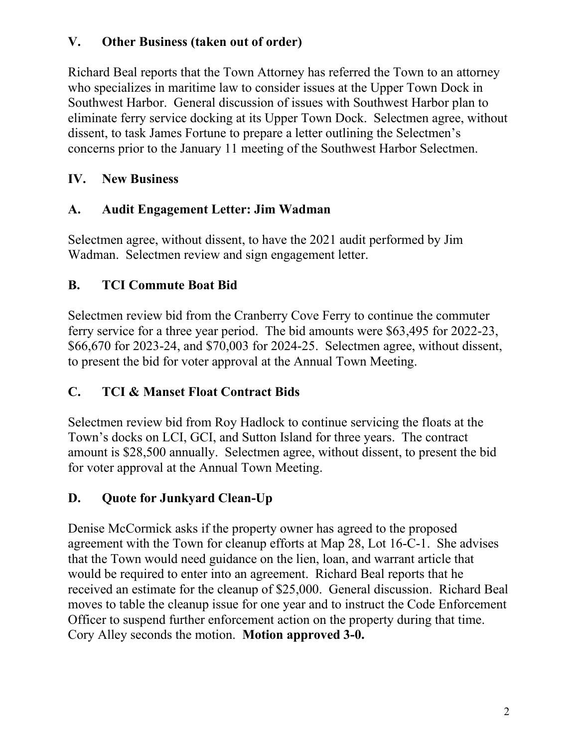## V. Other Business (taken out of order)

Richard Beal reports that the Town Attorney has referred the Town to an attorney who specializes in maritime law to consider issues at the Upper Town Dock in Southwest Harbor. General discussion of issues with Southwest Harbor plan to eliminate ferry service docking at its Upper Town Dock. Selectmen agree, without dissent, to task James Fortune to prepare a letter outlining the Selectmen's concerns prior to the January 11 meeting of the Southwest Harbor Selectmen.

## IV. New Business

### A. Audit Engagement Letter: Jim Wadman

Selectmen agree, without dissent, to have the 2021 audit performed by Jim Wadman. Selectmen review and sign engagement letter.

### B. TCI Commute Boat Bid

Selectmen review bid from the Cranberry Cove Ferry to continue the commuter ferry service for a three year period. The bid amounts were $63,495 for 2022-23, $66,670 for 2023-24, and $70,003 for 2024-25. Selectmen agree, without dissent, to present the bid for voter approval at the Annual Town Meeting.

### C. TCI & Manset Float Contract Bids

Selectmen review bid from Roy Hadlock to continue servicing the floats at the Town's docks on LCI, GCI, and Sutton Island for three years. The contract amount is $28,500 annually. Selectmen agree, without dissent, to present the bid for voter approval at the Annual Town Meeting.

### D. Quote for Junkyard Clean-Up

Denise McCormick asks if the property owner has agreed to the proposed agreement with the Town for cleanup efforts at Map 28, Lot 16-C-1. She advises that the Town would need guidance on the lien, loan, and warrant article that would be required to enter into an agreement. Richard Beal reports that he received an estimate for the cleanup of $25,000. General discussion. Richard Beal moves to table the cleanup issue for one year and to instruct the Code Enforcement Officer to suspend further enforcement action on the property during that time. Cory Alley seconds the motion. **Motion approved 3-0.**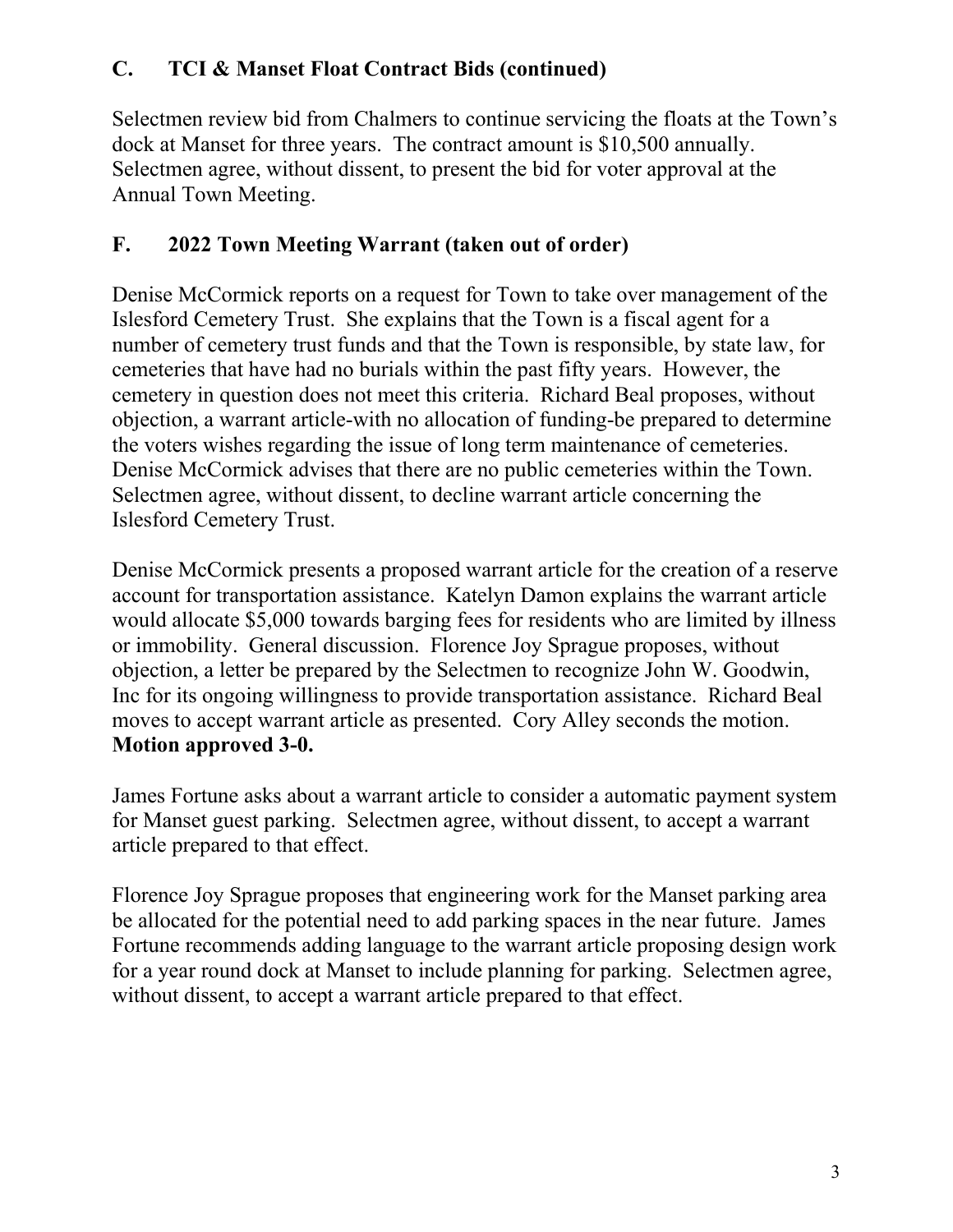## C. TCI & Manset Float Contract Bids (continued)

Selectmen review bid from Chalmers to continue servicing the floats at the Town's dock at Manset for three years. The contract amount is $10,500 annually. Selectmen agree, without dissent, to present the bid for voter approval at the Annual Town Meeting.

## F. 2022 Town Meeting Warrant (taken out of order)

Denise McCormick reports on a request for Town to take over management of the Islesford Cemetery Trust. She explains that the Town is a fiscal agent for a number of cemetery trust funds and that the Town is responsible, by state law, for cemeteries that have had no burials within the past fifty years. However, the cemetery in question does not meet this criteria. Richard Beal proposes, without objection, a warrant article-with no allocation of funding-be prepared to determine the voters wishes regarding the issue of long term maintenance of cemeteries. Denise McCormick advises that there are no public cemeteries within the Town. Selectmen agree, without dissent, to decline warrant article concerning the Islesford Cemetery Trust.

Denise McCormick presents a proposed warrant article for the creation of a reserve account for transportation assistance. Katelyn Damon explains the warrant article would allocate $5,000 towards barging fees for residents who are limited by illness or immobility. General discussion. Florence Joy Sprague proposes, without objection, a letter be prepared by the Selectmen to recognize John W. Goodwin, Inc for its ongoing willingness to provide transportation assistance. Richard Beal moves to accept warrant article as presented. Cory Alley seconds the motion. **Motion approved 3-0.**

James Fortune asks about a warrant article to consider a automatic payment system for Manset guest parking. Selectmen agree, without dissent, to accept a warrant article prepared to that effect.

Florence Joy Sprague proposes that engineering work for the Manset parking area be allocated for the potential need to add parking spaces in the near future. James Fortune recommends adding language to the warrant article proposing design work for a year round dock at Manset to include planning for parking. Selectmen agree, without dissent, to accept a warrant article prepared to that effect.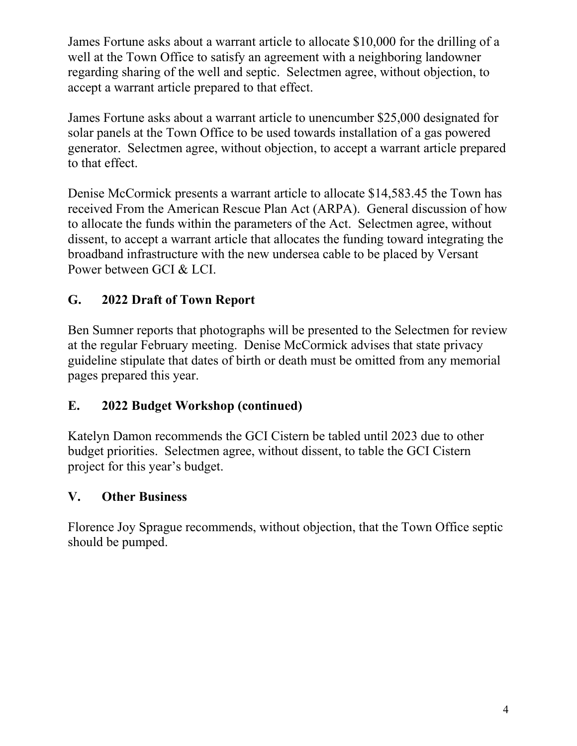James Fortune asks about a warrant article to allocate $10,000 for the drilling of a well at the Town Office to satisfy an agreement with a neighboring landowner regarding sharing of the well and septic. Selectmen agree, without objection, to accept a warrant article prepared to that effect.

James Fortune asks about a warrant article to unencumber $25,000 designated for solar panels at the Town Office to be used towards installation of a gas powered generator. Selectmen agree, without objection, to accept a warrant article prepared to that effect.

Denise McCormick presents a warrant article to allocate $14,583.45 the Town has received From the American Rescue Plan Act (ARPA). General discussion of how to allocate the funds within the parameters of the Act. Selectmen agree, without dissent, to accept a warrant article that allocates the funding toward integrating the broadband infrastructure with the new undersea cable to be placed by Versant Power between GCI & LCI.

## G. 2022 Draft of Town Report

Ben Sumner reports that photographs will be presented to the Selectmen for review at the regular February meeting. Denise McCormick advises that state privacy guideline stipulate that dates of birth or death must be omitted from any memorial pages prepared this year.

## E. 2022 Budget Workshop (continued)

Katelyn Damon recommends the GCI Cistern be tabled until 2023 due to other budget priorities. Selectmen agree, without dissent, to table the GCI Cistern project for this year's budget.

## V. Other Business

Florence Joy Sprague recommends, without objection, that the Town Office septic should be pumped.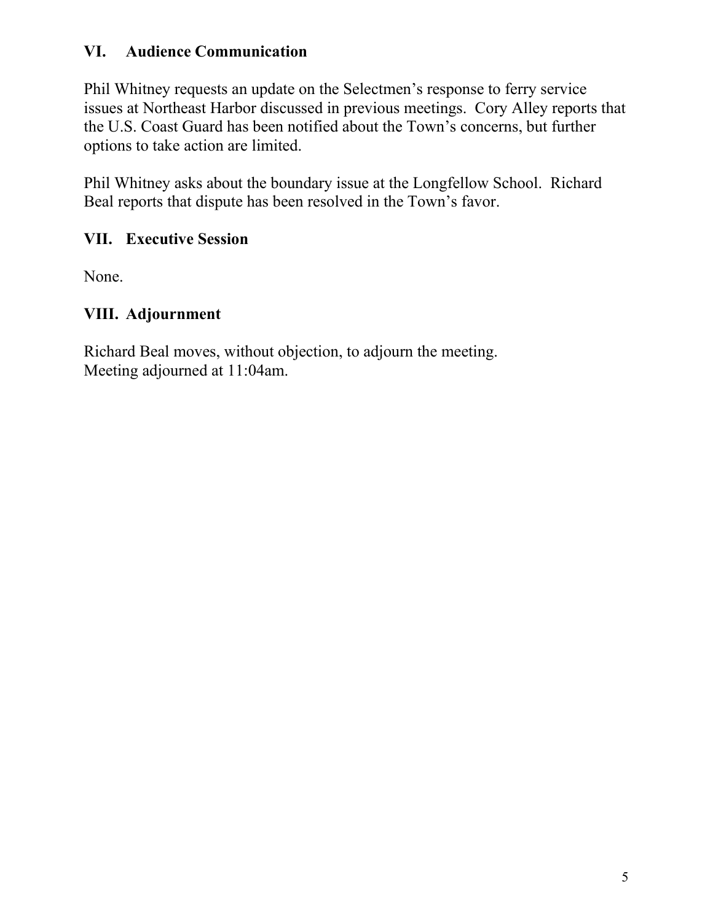## VI. Audience Communication

Phil Whitney requests an update on the Selectmen's response to ferry service issues at Northeast Harbor discussed in previous meetings. Cory Alley reports that the U.S. Coast Guard has been notified about the Town's concerns, but further options to take action are limited.

Phil Whitney asks about the boundary issue at the Longfellow School. Richard Beal reports that dispute has been resolved in the Town's favor.

## VII. Executive Session

None.

## VIII. Adjournment

Richard Beal moves, without objection, to adjourn the meeting.
Meeting adjourned at 11:04am.